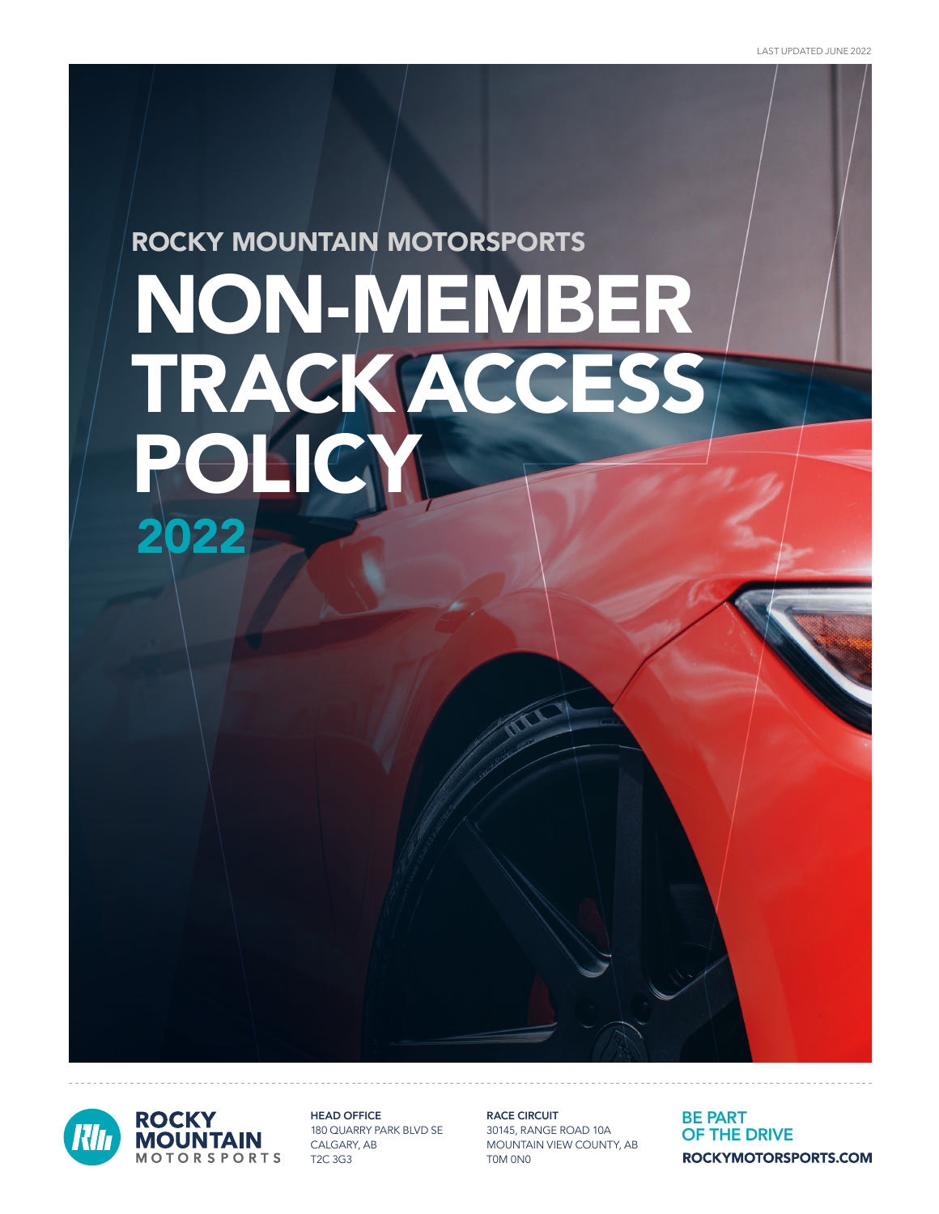LAST UPDATED JUNE 2022

ROCKY MOUNTAIN MOTORSPORTS

# NON-MEMBER TRACK ACCESS POLICY

## 2022

ROCKY MOUNTAIN MOTORSPORTS

**HEAD OFFICE**
180 QUARRY PARK BLVD SE
CALGARY, AB
T2C 3G3

**RACE CIRCUIT**
30145, RANGE ROAD 10A
MOUNTAIN VIEW COUNTY, AB
T0M 0N0

**BE PART OF THE DRIVE**
**ROCKYMOTORSPORTS.COM**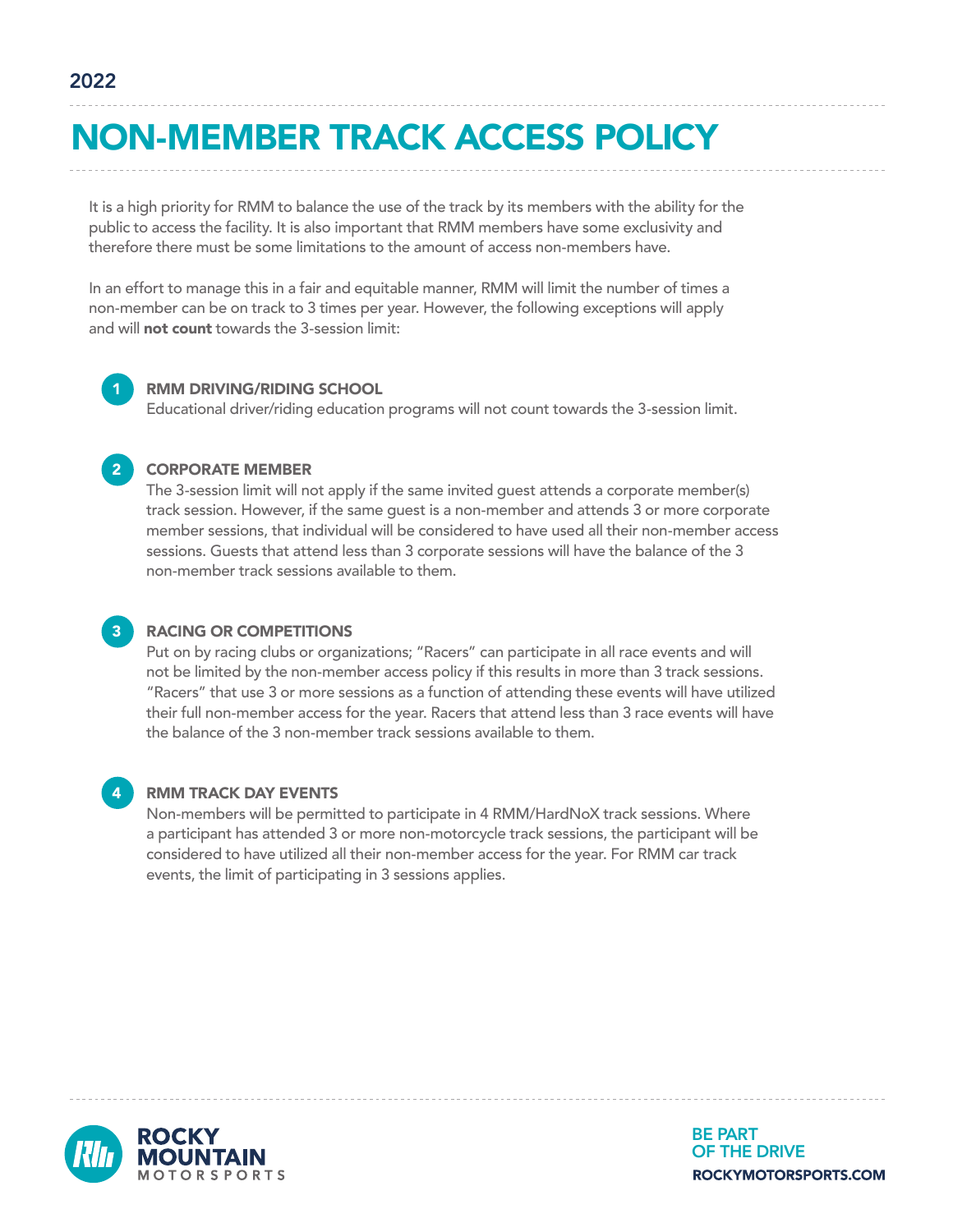2022

# NON-MEMBER TRACK ACCESS POLICY

It is a high priority for RMM to balance the use of the track by its members with the ability for the public to access the facility. It is also important that RMM members have some exclusivity and therefore there must be some limitations to the amount of access non-members have.

In an effort to manage this in a fair and equitable manner, RMM will limit the number of times a non-member can be on track to 3 times per year. However, the following exceptions will apply and will **not count** towards the 3-session limit:

1. **RMM DRIVING/RIDING SCHOOL**
   Educational driver/riding education programs will not count towards the 3-session limit.

2. **CORPORATE MEMBER**
   The 3-session limit will not apply if the same invited guest attends a corporate member(s) track session. However, if the same guest is a non-member and attends 3 or more corporate member sessions, that individual will be considered to have used all their non-member access sessions. Guests that attend less than 3 corporate sessions will have the balance of the 3 non-member track sessions available to them.

3. **RACING OR COMPETITIONS**
   Put on by racing clubs or organizations; "Racers" can participate in all race events and will not be limited by the non-member access policy if this results in more than 3 track sessions. "Racers" that use 3 or more sessions as a function of attending these events will have utilized their full non-member access for the year. Racers that attend less than 3 race events will have the balance of the 3 non-member track sessions available to them.

4. **RMM TRACK DAY EVENTS**
   Non-members will be permitted to participate in 4 RMM/HardNoX track sessions. Where a participant has attended 3 or more non-motorcycle track sessions, the participant will be considered to have utilized all their non-member access for the year. For RMM car track events, the limit of participating in 3 sessions applies.

ROCKY MOUNTAIN MOTORSPORTS

BE PART OF THE DRIVE

ROCKYMOTORSPORTS.COM